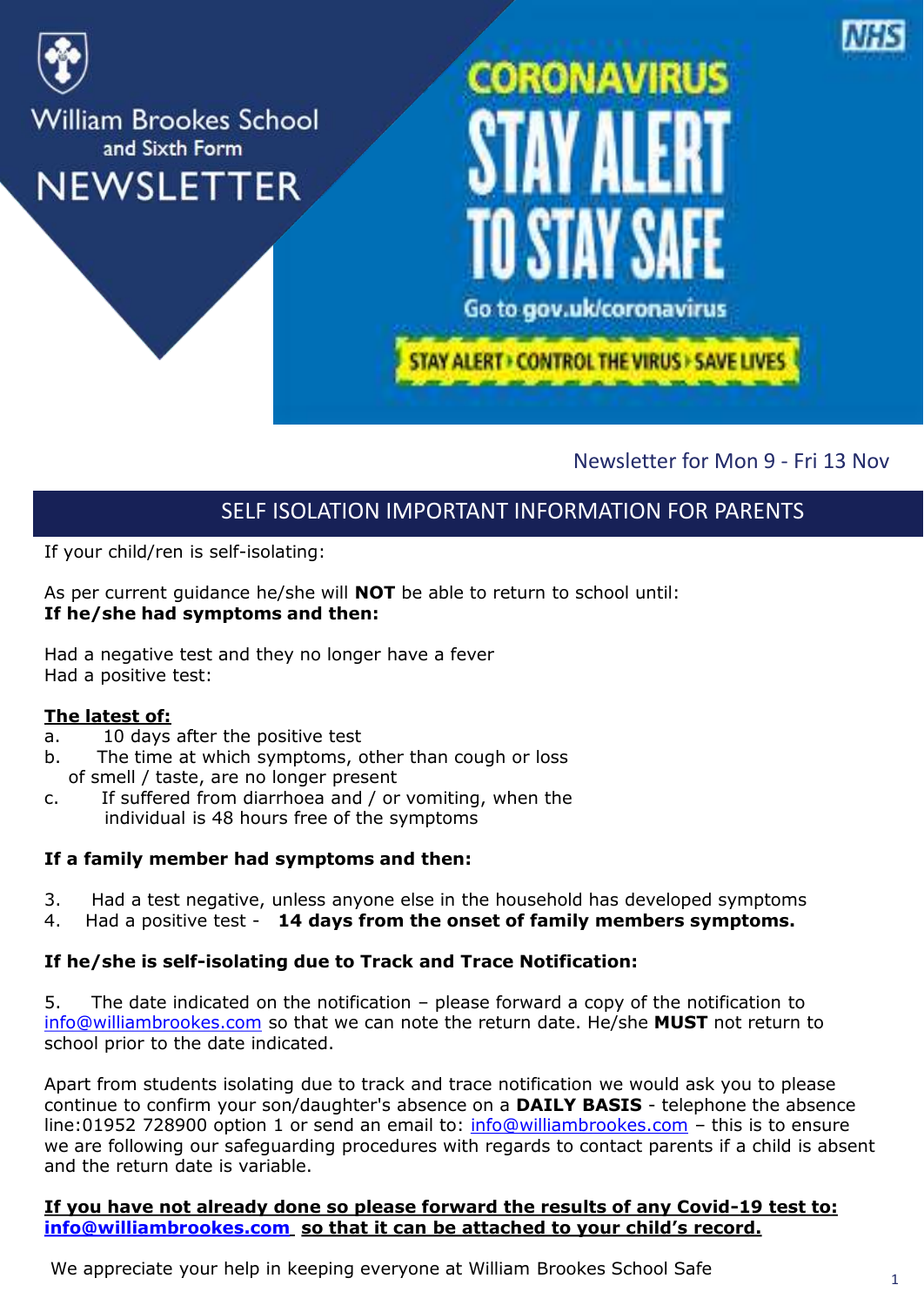William Brookes School and Sixth Form

# NEWSLETTER

CORONAVIRUS

STAY ALERT TO STAY SAFE

Go to gov.uk/coronavirus

STAY ALERT › CONTROL THE VIRUS › SAVE LIVES

Newsletter for Mon 9 - Fri 13 Nov

## SELF ISOLATION IMPORTANT INFORMATION FOR PARENTS

If your child/ren is self-isolating:

As per current guidance he/she will **NOT** be able to return to school until:
**If he/she had symptoms and then:**

Had a negative test and they no longer have a fever
Had a positive test:

**<u>The latest of:</u>**

a. 10 days after the positive test
b. The time at which symptoms, other than cough or loss of smell / taste, are no longer present
c. If suffered from diarrhoea and / or vomiting, when the individual is 48 hours free of the symptoms

**If a family member had symptoms and then:**

3. Had a test negative, unless anyone else in the household has developed symptoms
4. Had a positive test - **14 days from the onset of family members symptoms.**

**If he/she is self-isolating due to Track and Trace Notification:**

5. The date indicated on the notification – please forward a copy of the notification to info@williambrookes.com so that we can note the return date. He/she **MUST** not return to school prior to the date indicated.

Apart from students isolating due to track and trace notification we would ask you to please continue to confirm your son/daughter's absence on a **DAILY BASIS** - telephone the absence line:01952 728900 option 1 or send an email to: info@williambrookes.com – this is to ensure we are following our safeguarding procedures with regards to contact parents if a child is absent and the return date is variable.

**<u>If you have not already done so please forward the results of any Covid-19 test to: info@williambrookes.com so that it can be attached to your child's record.</u>**

We appreciate your help in keeping everyone at William Brookes School Safe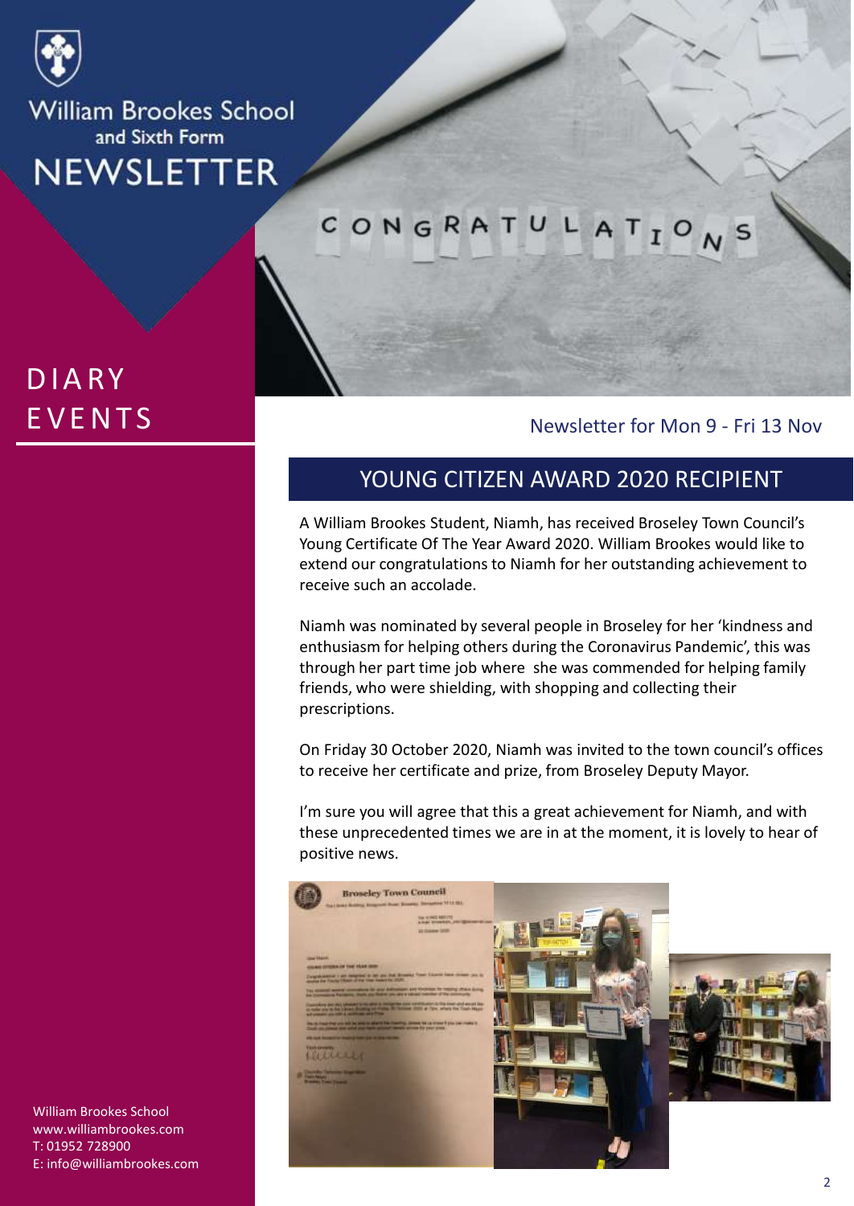William Brookes School
and Sixth Form
# NEWSLETTER

CONGRATULATIONS

## DIARY EVENTS

Newsletter for Mon 9 - Fri 13 Nov

## YOUNG CITIZEN AWARD 2020 RECIPIENT

A William Brookes Student, Niamh, has received Broseley Town Council's Young Certificate Of The Year Award 2020. William Brookes would like to extend our congratulations to Niamh for her outstanding achievement to receive such an accolade.

Niamh was nominated by several people in Broseley for her 'kindness and enthusiasm for helping others during the Coronavirus Pandemic', this was through her part time job where she was commended for helping family friends, who were shielding, with shopping and collecting their prescriptions.

On Friday 30 October 2020, Niamh was invited to the town council's offices to receive her certificate and prize, from Broseley Deputy Mayor.

I'm sure you will agree that this a great achievement for Niamh, and with these unprecedented times we are in at the moment, it is lovely to hear of positive news.

William Brookes School
www.williambrookes.com
T: 01952 728900
E: info@williambrookes.com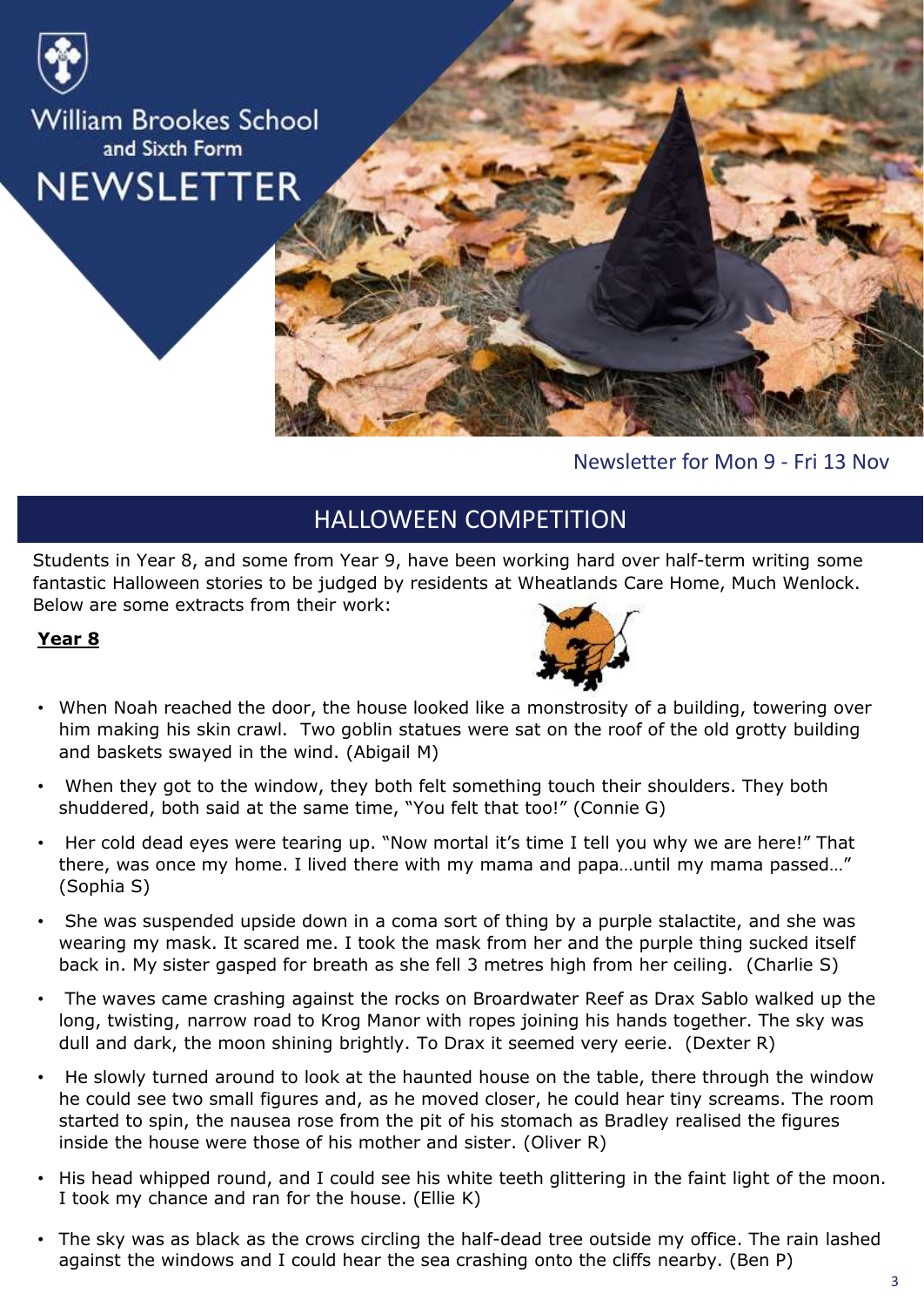# William Brookes School and Sixth Form NEWSLETTER

Newsletter for Mon 9 - Fri 13 Nov

## HALLOWEEN COMPETITION

Students in Year 8, and some from Year 9, have been working hard over half-term writing some fantastic Halloween stories to be judged by residents at Wheatlands Care Home, Much Wenlock. Below are some extracts from their work:

**Year 8**

- When Noah reached the door, the house looked like a monstrosity of a building, towering over him making his skin crawl. Two goblin statues were sat on the roof of the old grotty building and baskets swayed in the wind. (Abigail M)
- When they got to the window, they both felt something touch their shoulders. They both shuddered, both said at the same time, "You felt that too!" (Connie G)
- Her cold dead eyes were tearing up. "Now mortal it's time I tell you why we are here!" That there, was once my home. I lived there with my mama and papa…until my mama passed…" (Sophia S)
- She was suspended upside down in a coma sort of thing by a purple stalactite, and she was wearing my mask. It scared me. I took the mask from her and the purple thing sucked itself back in. My sister gasped for breath as she fell 3 metres high from her ceiling. (Charlie S)
- The waves came crashing against the rocks on Broardwater Reef as Drax Sablo walked up the long, twisting, narrow road to Krog Manor with ropes joining his hands together. The sky was dull and dark, the moon shining brightly. To Drax it seemed very eerie. (Dexter R)
- He slowly turned around to look at the haunted house on the table, there through the window he could see two small figures and, as he moved closer, he could hear tiny screams. The room started to spin, the nausea rose from the pit of his stomach as Bradley realised the figures inside the house were those of his mother and sister. (Oliver R)
- His head whipped round, and I could see his white teeth glittering in the faint light of the moon. I took my chance and ran for the house. (Ellie K)
- The sky was as black as the crows circling the half-dead tree outside my office. The rain lashed against the windows and I could hear the sea crashing onto the cliffs nearby. (Ben P)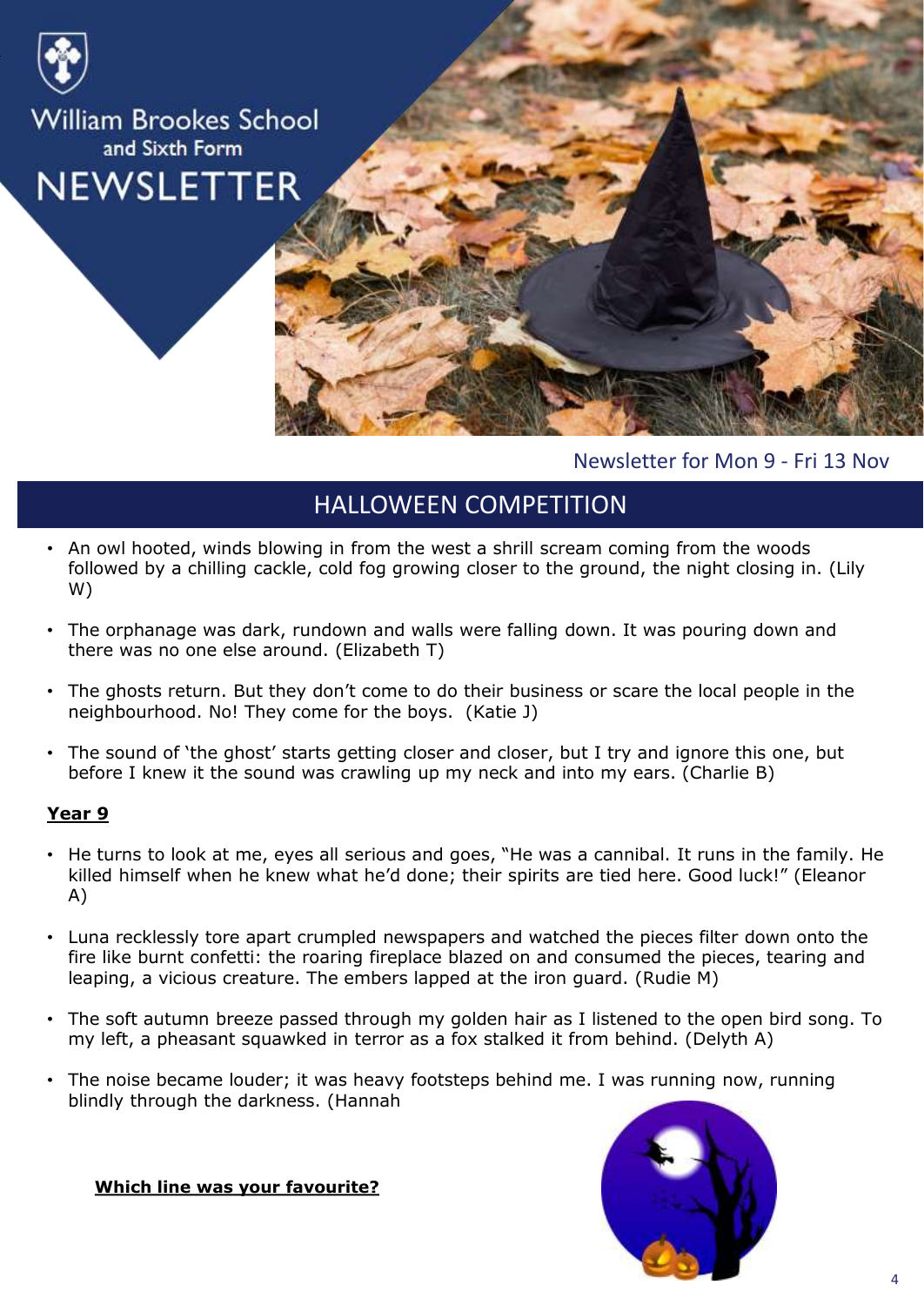# William Brookes School and Sixth Form NEWSLETTER

Newsletter for Mon 9 - Fri 13 Nov

## HALLOWEEN COMPETITION

- An owl hooted, winds blowing in from the west a shrill scream coming from the woods followed by a chilling cackle, cold fog growing closer to the ground, the night closing in. (Lily W)
- The orphanage was dark, rundown and walls were falling down. It was pouring down and there was no one else around. (Elizabeth T)
- The ghosts return. But they don't come to do their business or scare the local people in the neighbourhood. No! They come for the boys. (Katie J)
- The sound of 'the ghost' starts getting closer and closer, but I try and ignore this one, but before I knew it the sound was crawling up my neck and into my ears. (Charlie B)

**Year 9**

- He turns to look at me, eyes all serious and goes, "He was a cannibal. It runs in the family. He killed himself when he knew what he'd done; their spirits are tied here. Good luck!" (Eleanor A)
- Luna recklessly tore apart crumpled newspapers and watched the pieces filter down onto the fire like burnt confetti: the roaring fireplace blazed on and consumed the pieces, tearing and leaping, a vicious creature. The embers lapped at the iron guard. (Rudie M)
- The soft autumn breeze passed through my golden hair as I listened to the open bird song. To my left, a pheasant squawked in terror as a fox stalked it from behind. (Delyth A)
- The noise became louder; it was heavy footsteps behind me. I was running now, running blindly through the darkness. (Hannah

**Which line was your favourite?**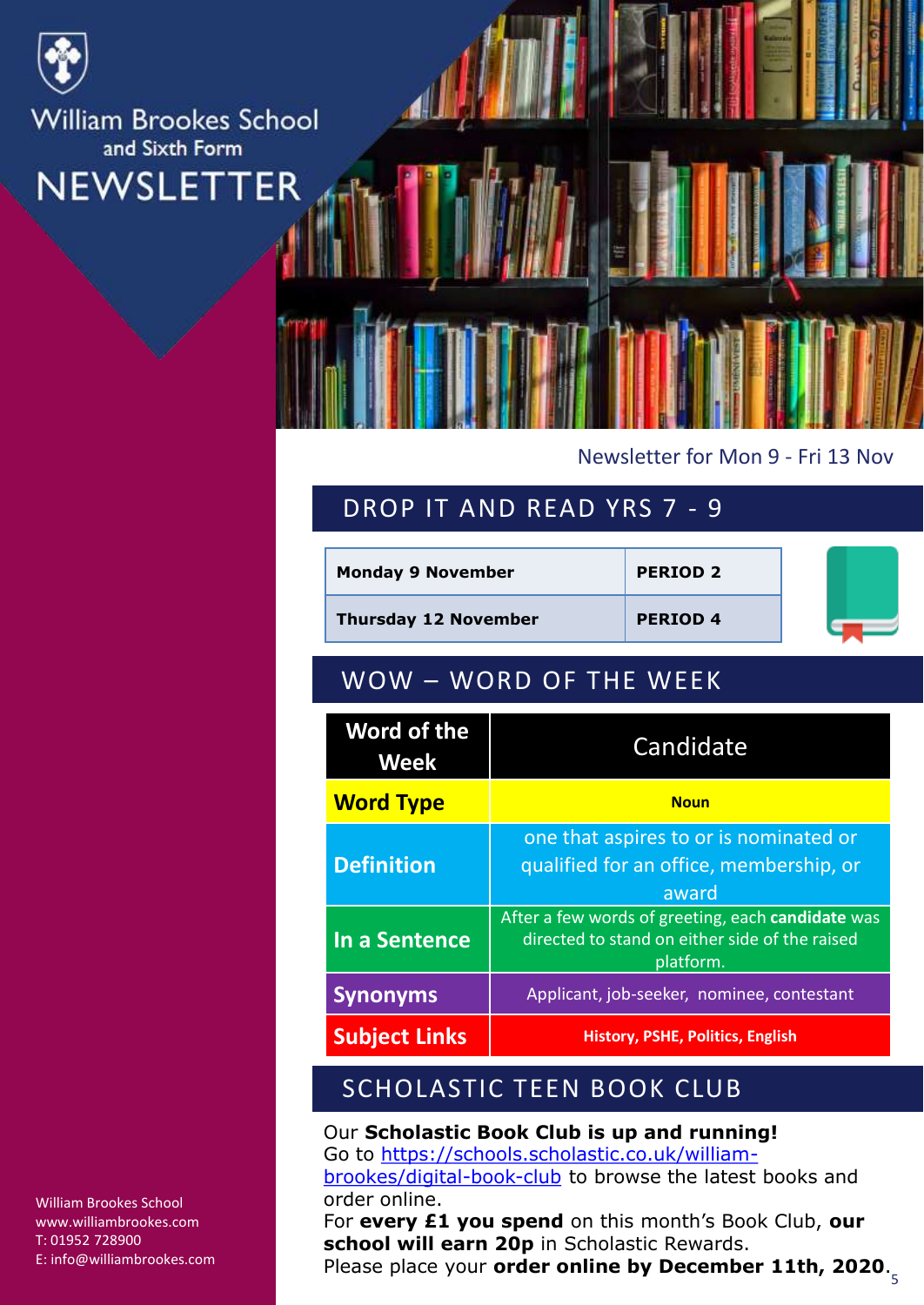# William Brookes School and Sixth Form NEWSLETTER

Newsletter for Mon 9 - Fri 13 Nov

## DROP IT AND READ YRS 7 - 9

| | |
|---|---|
| **Monday 9 November** | **PERIOD 2** |
| **Thursday 12 November** | **PERIOD 4** |

## WOW – WORD OF THE WEEK

| Word of the Week | Candidate |
|---|---|
| **Word Type** | **Noun** |
| **Definition** | one that aspires to or is nominated or qualified for an office, membership, or award |
| **In a Sentence** | After a few words of greeting, each **candidate** was directed to stand on either side of the raised platform. |
| **Synonyms** | Applicant, job-seeker, nominee, contestant |
| **Subject Links** | **History, PSHE, Politics, English** |

## SCHOLASTIC TEEN BOOK CLUB

Our **Scholastic Book Club is up and running!**
Go to https://schools.scholastic.co.uk/william-brookes/digital-book-club to browse the latest books and order online.
For **every £1 you spend** on this month's Book Club, **our school will earn 20p** in Scholastic Rewards.
Please place your **order online by December 11th, 2020**.

William Brookes School
www.williambrookes.com
T: 01952 728900
E: info@williambrookes.com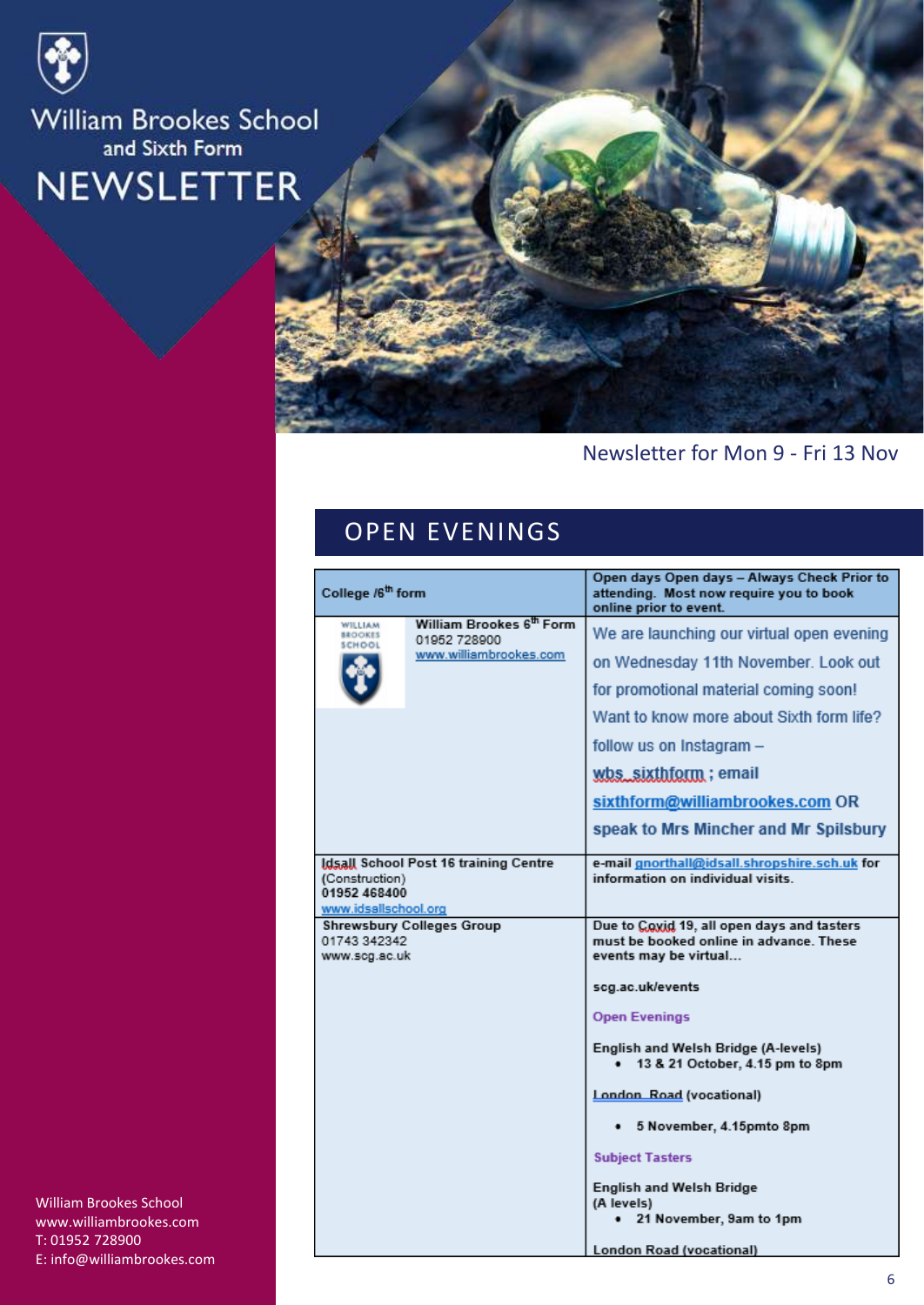# William Brookes School and Sixth Form NEWSLETTER

Newsletter for Mon 9 - Fri 13 Nov

## OPEN EVENINGS

| College /6th form | Open days Open days – Always Check Prior to attending. Most now require you to book online prior to event. |
|---|---|
| William Brookes 6th Form<br>01952 728900<br>www.williambrookes.com | We are launching our virtual open evening on Wednesday 11th November. Look out for promotional material coming soon! Want to know more about Sixth form life? follow us on Instagram – **wbs_sixthform** ; email **sixthform@williambrookes.com** OR **speak to Mrs Mincher and Mr Spilsbury** |
| Idsall School Post 16 training Centre (Construction)<br>01952 468400<br>www.idsallschool.org | e-mail gnorthall@idsall.shropshire.sch.uk for information on individual visits. |
| Shrewsbury Colleges Group<br>01743 342342<br>www.scg.ac.uk | Due to Covid 19, all open days and tasters must be booked online in advance. These events may be virtual…<br><br>scg.ac.uk/events<br><br>Open Evenings<br><br>English and Welsh Bridge (A-levels)<br>• 13 & 21 October, 4.15 pm to 8pm<br><br>London Road (vocational)<br>• 5 November, 4.15pmto 8pm<br><br>Subject Tasters<br><br>English and Welsh Bridge (A levels)<br>• 21 November, 9am to 1pm<br><br>London Road (vocational) |

William Brookes School
www.williambrookes.com
T: 01952 728900
E: info@williambrookes.com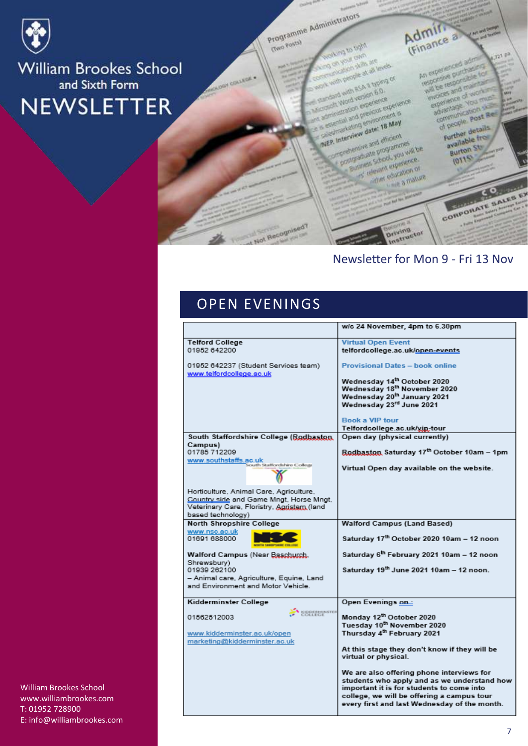# William Brookes School and Sixth Form NEWSLETTER

Newsletter for Mon 9 - Fri 13 Nov

## OPEN EVENINGS

| | w/c 24 November, 4pm to 6.30pm |
|---|---|
| **Telford College**<br>01952 642200<br><br>01952 642237 (Student Services team)<br>www.telfordcollege.ac.uk | Virtual Open Event<br>telfordcollege.ac.uk/open-events<br><br>Provisional Dates – book online<br><br>**Wednesday 14th October 2020**<br>**Wednesday 18th November 2020**<br>**Wednesday 20th January 2021**<br>**Wednesday 23rd June 2021**<br><br>Book a VIP tour<br>Telfordcollege.ac.uk/vip-tour |
| **South Staffordshire College (Rodbaston Campus)**<br>01785 712209<br>www.southstaffs.ac.uk<br><br>Horticulture, Animal Care, Agriculture, Country side and Game Mngt, Horse Mngt, Veterinary Care, Floristry, Agristem (land based technology) | **Open day (physical currently)**<br><br>**Rodbaston Saturday 17th October 10am – 1pm**<br><br>**Virtual Open day available on the website.** |
| **North Shropshire College**<br>www.nsc.ac.uk<br>01691 688000<br><br>**Walford Campus** (Near Baschurch, Shrewsbury)<br>01939 262100<br>– Animal care, Agriculture, Equine, Land and Environment and Motor Vehicle. | **Walford Campus (Land Based)**<br><br>**Saturday 17th October 2020 10am – 12 noon**<br><br>**Saturday 6th February 2021 10am – 12 noon**<br><br>**Saturday 19th June 2021 10am – 12 noon.** |
| **Kidderminster College**<br><br>01562512003<br><br>www.kidderminster.ac.uk/open<br>marketing@kidderminster.ac.uk | **Open Evenings on :**<br><br>**Monday 12th October 2020**<br>**Tuesday 10th November 2020**<br>**Thursday 4th February 2021**<br><br>**At this stage they don't know if they will be virtual or physical.**<br><br>**We are also offering phone interviews for students who apply and as we understand how important it is for students to come into college, we will be offering a campus tour every first and last Wednesday of the month.** |

William Brookes School
www.williambrookes.com
T: 01952 728900
E: info@williambrookes.com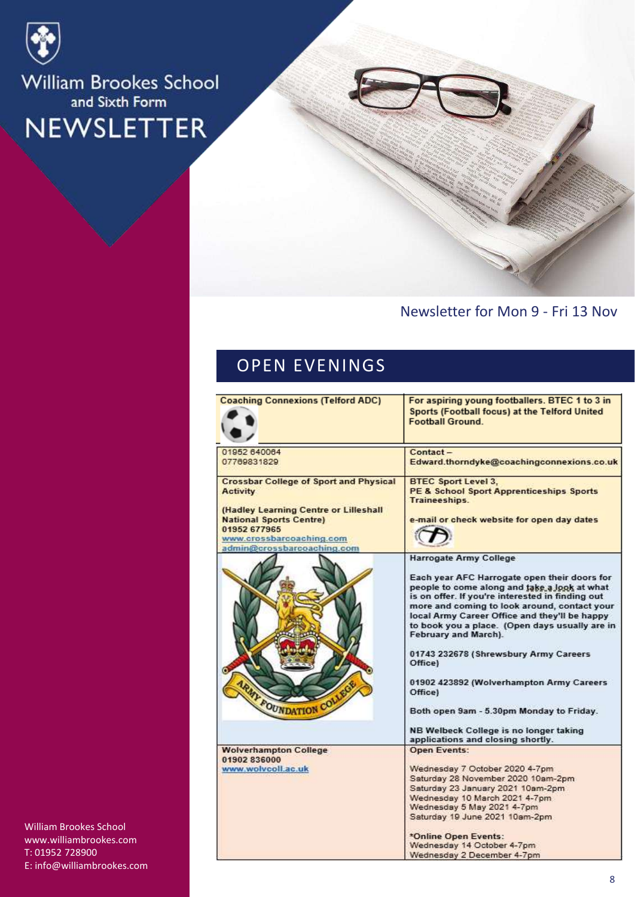# William Brookes School and Sixth Form NEWSLETTER

Newsletter for Mon 9 - Fri 13 Nov

## OPEN EVENINGS

| | |
|---|---|
| **Coaching Connexions (Telford ADC)** | **For aspiring young footballers. BTEC 1 to 3 in Sports (Football focus) at the Telford United Football Ground.** |
| 01952 640064<br>07769831829 | Contact –<br>Edward.thorndyke@coachingconnexions.co.uk |
| **Crossbar College of Sport and Physical Activity**<br><br>**(Hadley Learning Centre or Lilleshall National Sports Centre)**<br>**01952 677965**<br>www.crossbarcoaching.com<br>admin@crossbarcoaching.com | **BTEC Sport Level 3,**<br>**PE & School Sport Apprenticeships Sports Traineeships.**<br><br>**e-mail or check website for open day dates** |
| ARMY FOUNDATION COLLEGE | **Harrogate Army College**<br><br>**Each year AFC Harrogate open their doors for people to come along and take a look at what is on offer. If you're interested in finding out more and coming to look around, contact your local Army Career Office and they'll be happy to book you a place. (Open days usually are in February and March).**<br><br>**01743 232678 (Shrewsbury Army Careers Office)**<br><br>**01902 423892 (Wolverhampton Army Careers Office)**<br><br>**Both open 9am - 5.30pm Monday to Friday.**<br><br>**NB Welbeck College is no longer taking applications and closing shortly.** |
| **Wolverhampton College**<br>**01902 836000**<br>www.wolvcoll.ac.uk | Open Events:<br><br>Wednesday 7 October 2020 4-7pm<br>Saturday 28 November 2020 10am-2pm<br>Saturday 23 January 2021 10am-2pm<br>Wednesday 10 March 2021 4-7pm<br>Wednesday 5 May 2021 4-7pm<br>Saturday 19 June 2021 10am-2pm<br><br>*Online Open Events:<br>Wednesday 14 October 4-7pm<br>Wednesday 2 December 4-7pm |

William Brookes School
www.williambrookes.com
T: 01952 728900
E: info@williambrookes.com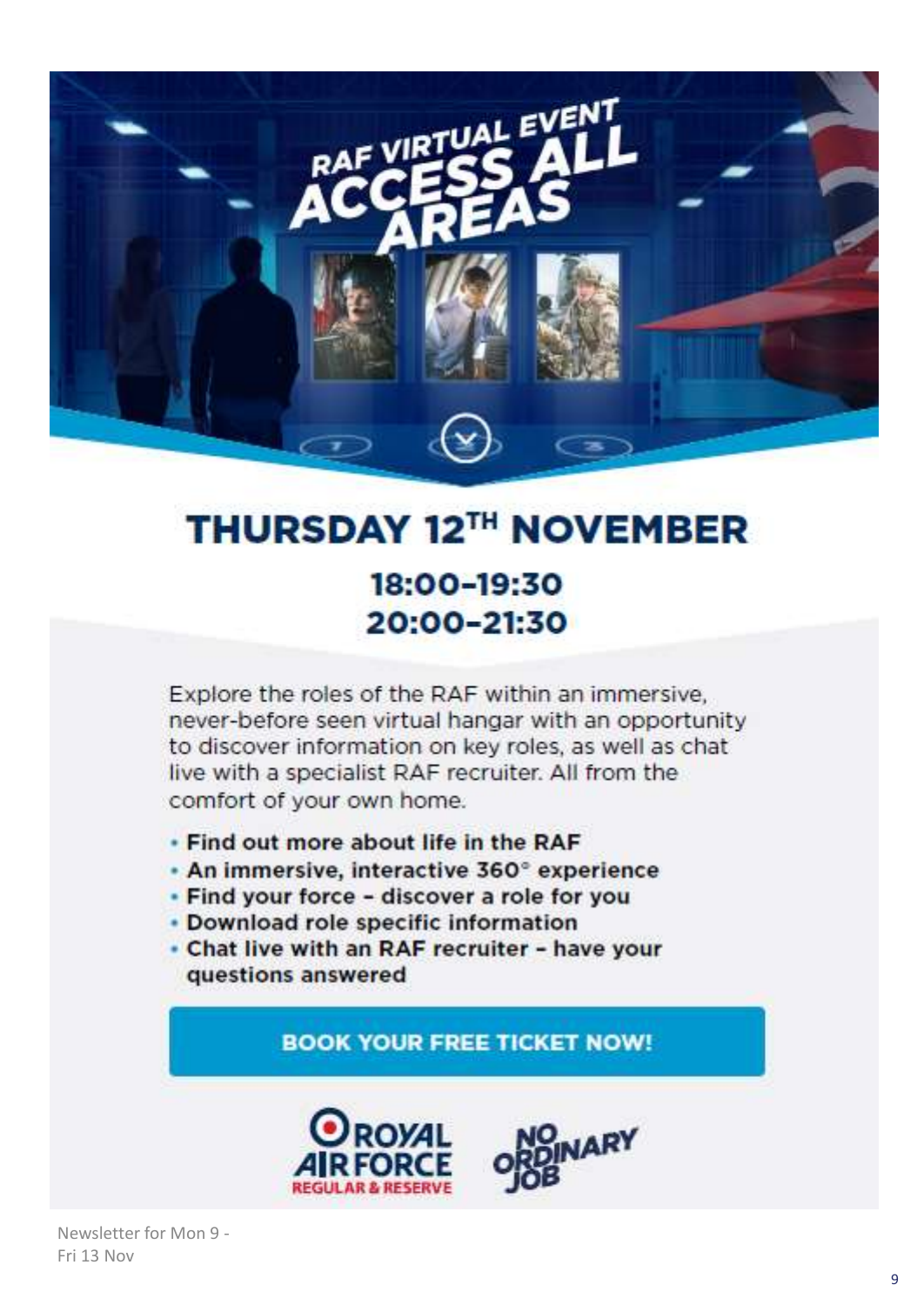# RAF VIRTUAL EVENT ACCESS ALL AREAS

## THURSDAY 12TH NOVEMBER

### 18:00–19:30
### 20:00–21:30

Explore the roles of the RAF within an immersive, never-before seen virtual hangar with an opportunity to discover information on key roles, as well as chat live with a specialist RAF recruiter. All from the comfort of your own home.

- **Find out more about life in the RAF**
- **An immersive, interactive 360° experience**
- **Find your force – discover a role for you**
- **Download role specific information**
- **Chat live with an RAF recruiter – have your questions answered**

**BOOK YOUR FREE TICKET NOW!**

ROYAL AIR FORCE REGULAR & RESERVE

NO ORDINARY JOB

Newsletter for Mon 9 - Fri 13 Nov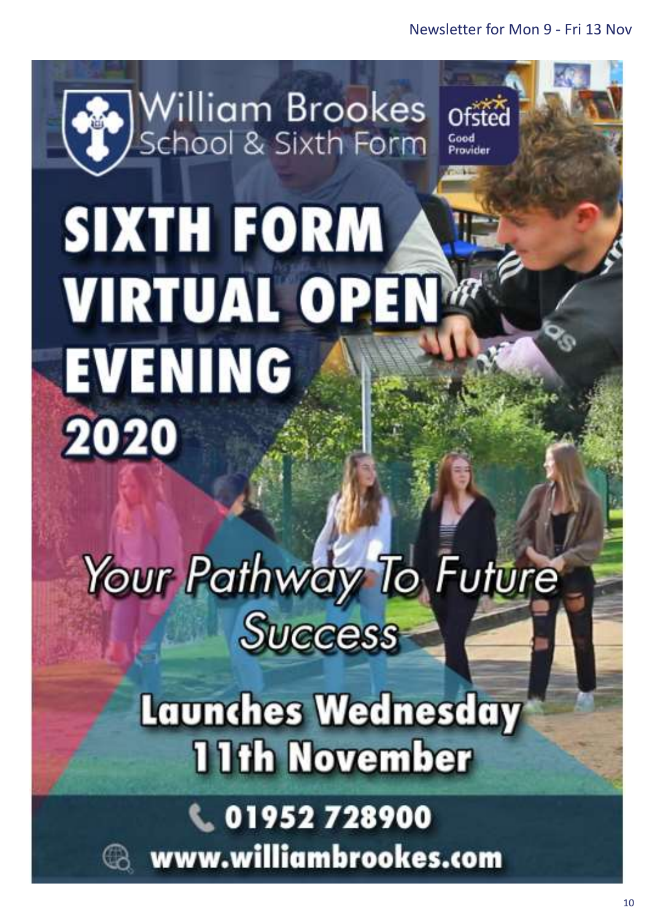William Brookes School & Sixth Form

Ofsted Good Provider

# SIXTH FORM VIRTUAL OPEN EVENING 2020

*Your Pathway To Future Success*

## Launches Wednesday 11th November

**01952 728900**

**www.williambrookes.com**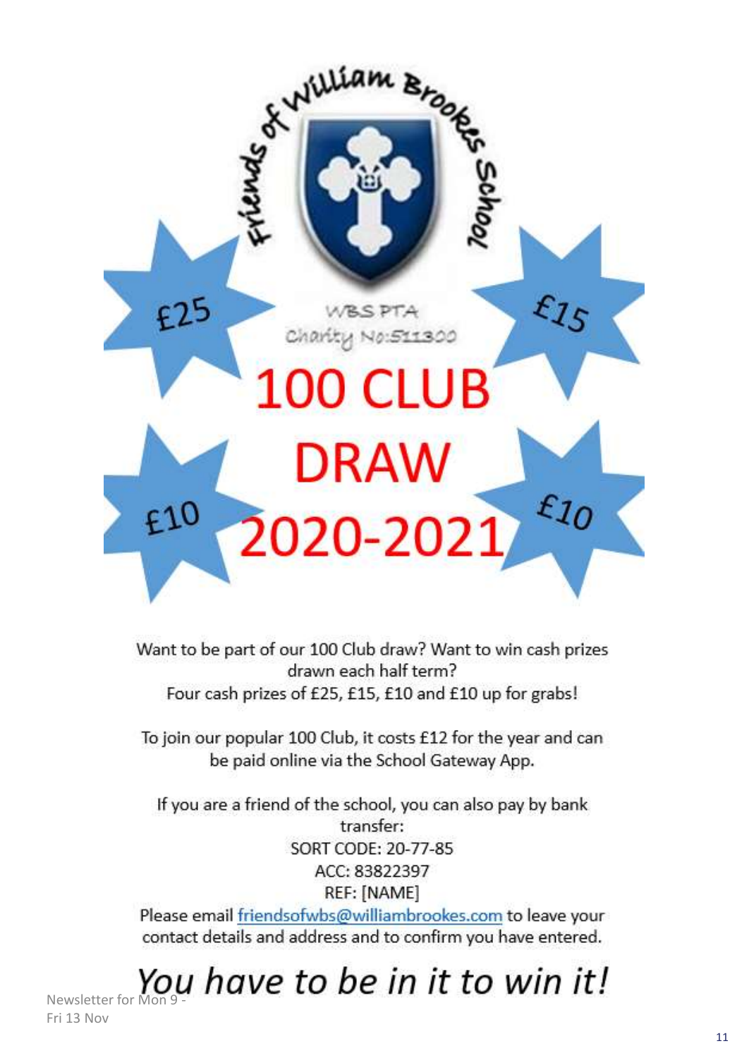Friends of William Brookes School

WBS PTA

Charity No:511300

# 100 CLUB DRAW 2020-2021

£25 £15 £10 £10

Want to be part of our 100 Club draw? Want to win cash prizes drawn each half term?
Four cash prizes of £25, £15, £10 and £10 up for grabs!

To join our popular 100 Club, it costs £12 for the year and can be paid online via the School Gateway App.

If you are a friend of the school, you can also pay by bank transfer:
SORT CODE: 20-77-85
ACC: 83822397
REF: [NAME]
Please email friendsofwbs@williambrookes.com to leave your contact details and address and to confirm you have entered.

*You have to be in it to win it!*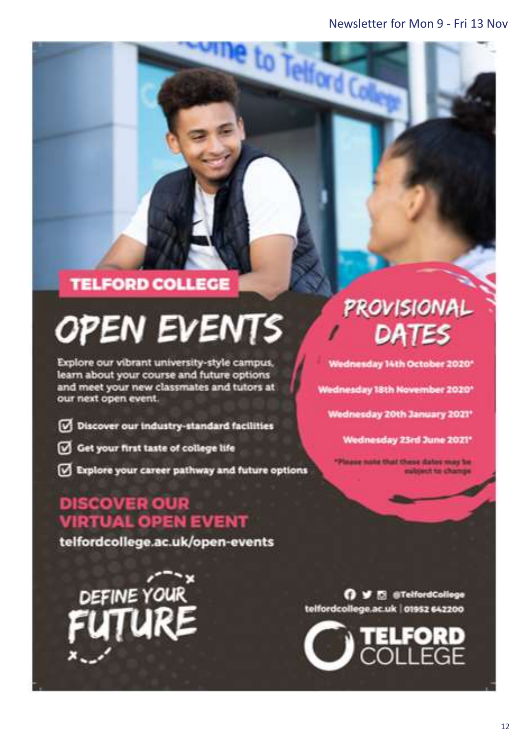# TELFORD COLLEGE

## OPEN EVENTS

Explore our vibrant university-style campus, learn about your course and future options and meet your new classmates and tutors at our next open event.

- Discover our industry-standard facilities
- Get your first taste of college life
- Explore your career pathway and future options

## PROVISIONAL DATES

Wednesday 14th October 2020*

Wednesday 18th November 2020*

Wednesday 20th January 2021*

Wednesday 23rd June 2021*

*Please note that these dates may be subject to change

## DISCOVER OUR VIRTUAL OPEN EVENT

telfordcollege.ac.uk/open-events

DEFINE YOUR FUTURE

@TelfordCollege

telfordcollege.ac.uk | 01952 642200

TELFORD COLLEGE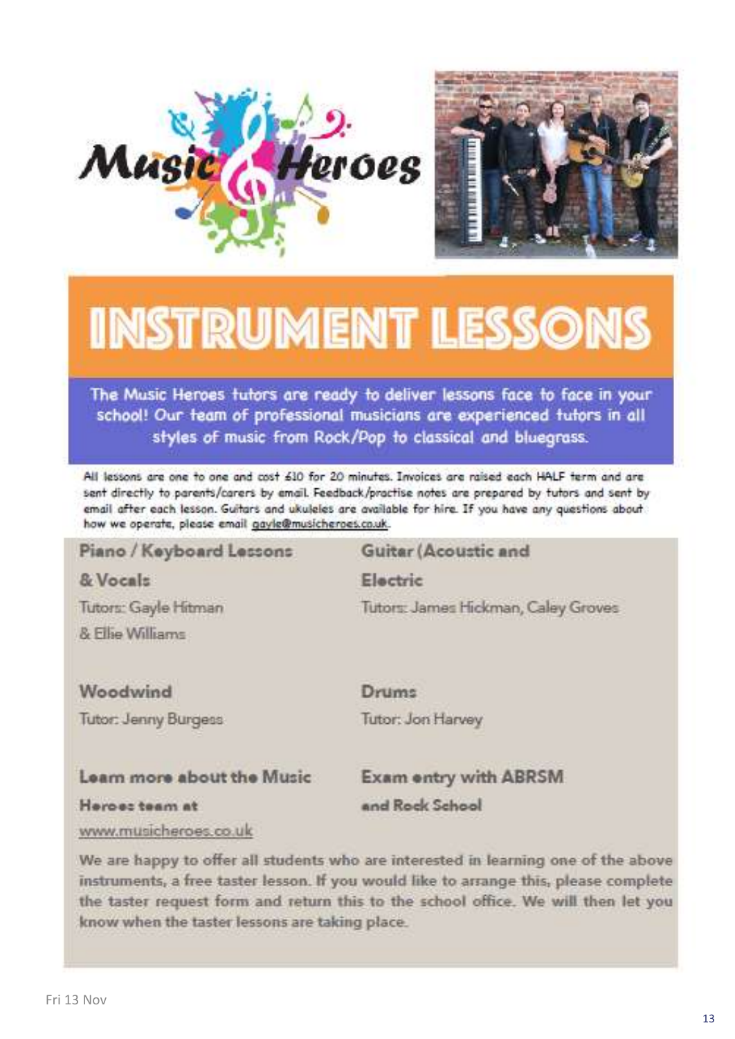# INSTRUMENT LESSONS

**The Music Heroes tutors are ready to deliver lessons face to face in your school! Our team of professional musicians are experienced tutors in all styles of music from Rock/Pop to classical and bluegrass.**

All lessons are one to one and cost £10 for 20 minutes. Invoices are raised each HALF term and are sent directly to parents/carers by email. Feedback/practise notes are prepared by tutors and sent by email after each lesson. Guitars and ukuleles are available for hire. If you have any questions about how we operate, please email gayle@musicheroes.co.uk.

**Piano / Keyboard Lessons & Vocals**

Tutors: Gayle Hitman & Ellie Williams

**Guitar (Acoustic and Electric**

Tutors: James Hickman, Caley Groves

**Woodwind**

Tutor: Jenny Burgess

**Drums**

Tutor: Jon Harvey

**Learn more about the Music Heroes team at**

www.musicheroes.co.uk

**Exam entry with ABRSM and Rock School**

**We are happy to offer all students who are interested in learning one of the above instruments, a free taster lesson. If you would like to arrange this, please complete the taster request form and return this to the school office. We will then let you know when the taster lessons are taking place.**

Fri 13 Nov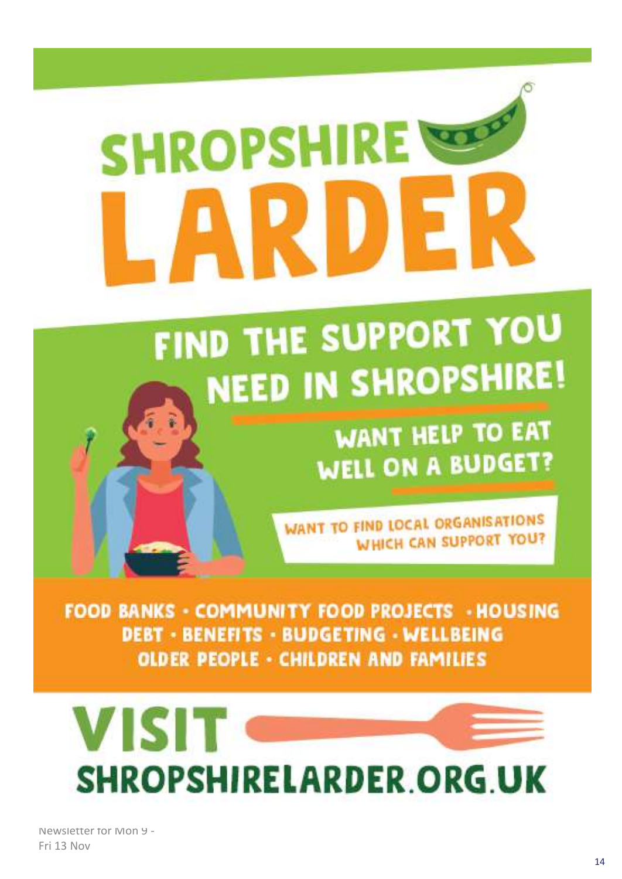# SHROPSHIRE LARDER

## FIND THE SUPPORT YOU NEED IN SHROPSHIRE!

**WANT HELP TO EAT WELL ON A BUDGET?**

**WANT TO FIND LOCAL ORGANISATIONS WHICH CAN SUPPORT YOU?**

**FOOD BANKS • COMMUNITY FOOD PROJECTS • HOUSING
DEBT • BENEFITS • BUDGETING • WELLBEING
OLDER PEOPLE • CHILDREN AND FAMILIES**

## VISIT SHROPSHIRELARDER.ORG.UK

Newsletter for Mon 9 - Fri 13 Nov